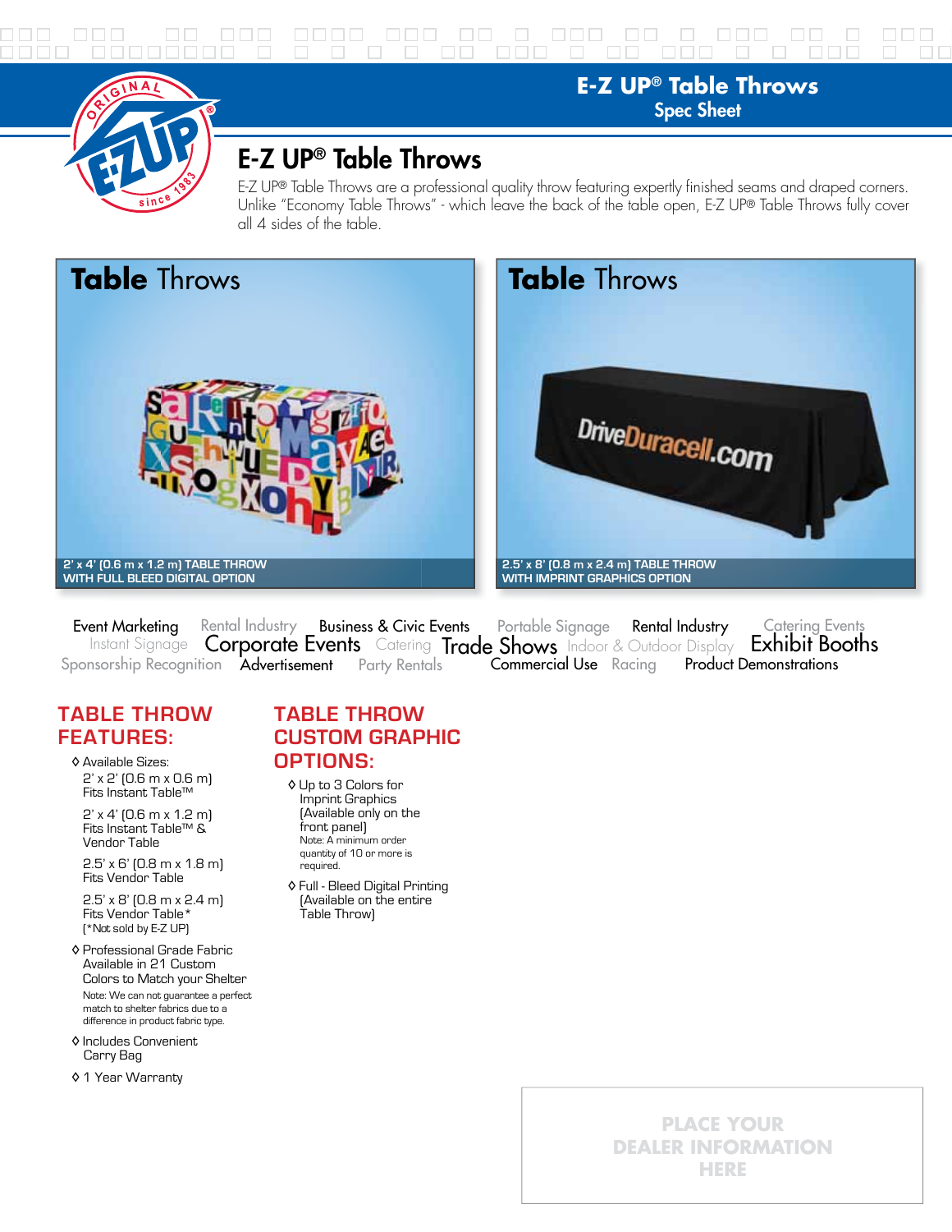# E-Z UP® Table Throws

Spec Sheet

## E-Z UP® Table Throws

E-Z UP® Table Throws are a professional quality throw featuring expertly finished seams and draped corners. Unlike "Economy Table Throws" - which leave the back of the table open, E-Z UP® Table Throws fully cover all 4 sides of the table.

**Table** Throws

2' x 4' (0.6 m x 1.2 m) TABLE THROW WITH FULL BLEED DIGITAL OPTION

**Table** Throws

2.5' x 8' (0.8 m x 2.4 m) TABLE THROW WITH IMPRINT GRAPHICS OPTION

Event Marketing Rental Industry Business & Civic Events Portable Signage Rental Industry Catering Events Instant Signage Corporate Events Catering Trade Shows Indoor & Outdoor Display Exhibit Booths Sponsorship Recognition Advertisement Party Rentals Commercial Use Racing Product Demonstrations

## TABLE THROW FEATURES:

- Available Sizes:
  - 2' x 2' (0.6 m x 0.6 m) Fits Instant Table™
  - 2' x 4' (0.6 m x 1.2 m) Fits Instant Table™ & Vendor Table
  - 2.5' x 6' (0.8 m x 1.8 m) Fits Vendor Table
  - 2.5' x 8' (0.8 m x 2.4 m) Fits Vendor Table* (*Not sold by E-Z UP)
- Professional Grade Fabric Available in 21 Custom Colors to Match your Shelter
  Note: We can not guarantee a perfect match to shelter fabrics due to a difference in product fabric type.
- Includes Convenient Carry Bag
- 1 Year Warranty

## TABLE THROW CUSTOM GRAPHIC OPTIONS:

- Up to 3 Colors for Imprint Graphics (Available only on the front panel)
  Note: A minimum order quantity of 10 or more is required.
- Full - Bleed Digital Printing (Available on the entire Table Throw)

PLACE YOUR DEALER INFORMATION HERE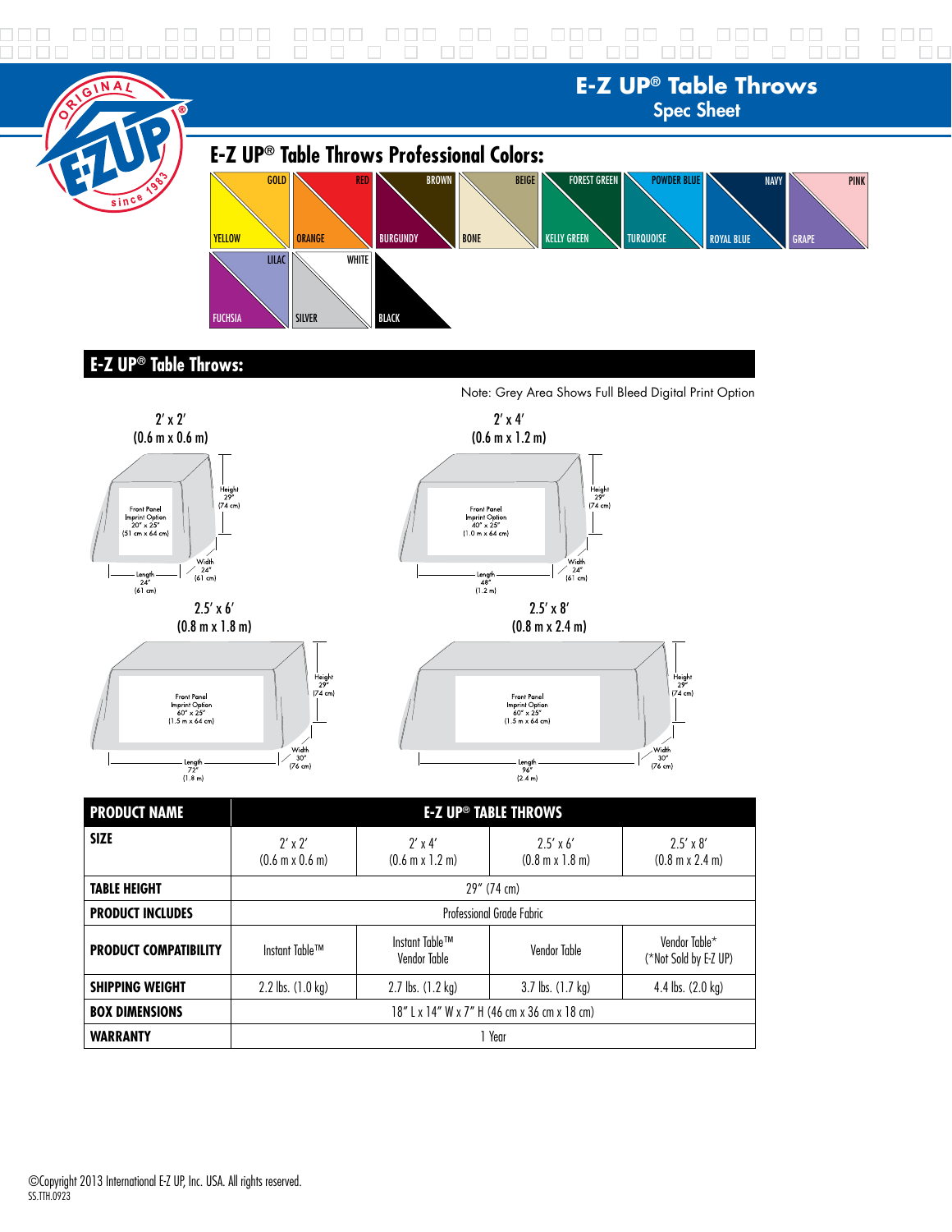# E-Z UP® Table Throws
Spec Sheet

## E-Z UP® Table Throws Professional Colors:

GOLD / YELLOW
RED / ORANGE
BROWN / BURGUNDY
BEIGE / BONE
FOREST GREEN / KELLY GREEN
POWDER BLUE / TURQUOISE
NAVY / ROYAL BLUE
PINK / GRAPE
LILAC / FUCHSIA
WHITE / SILVER
BLACK

## E-Z UP® Table Throws:

Note: Grey Area Shows Full Bleed Digital Print Option

2′ x 2′
(0.6 m x 0.6 m)

Front Panel Imprint Option 20″ x 25″ (51 cm x 64 cm)
Height 29″ (74 cm)
Length 24″ (61 cm)
Width 24″ (61 cm)

2′ x 4′
(0.6 m x 1.2 m)

Front Panel Imprint Option 40″ x 25″ (1.0 m x 64 cm)
Height 29″ (74 cm)
Length 48″ (1.2 m)
Width 24″ (61 cm)

2.5′ x 6′
(0.8 m x 1.8 m)

Front Panel Imprint Option 60″ x 25″ (1.5 m x 64 cm)
Height 29″ (74 cm)
Length 72″ (1.8 m)
Width 30″ (76 cm)

2.5′ x 8′
(0.8 m x 2.4 m)

Front Panel Imprint Option 60″ x 25″ (1.5 m x 64 cm)
Height 29″ (74 cm)
Length 96″ (2.4 m)
Width 30″ (76 cm)

| PRODUCT NAME | E-Z UP® TABLE THROWS | | | |
|---|---|---|---|---|
| SIZE | 2′ x 2′ (0.6 m x 0.6 m) | 2′ x 4′ (0.6 m x 1.2 m) | 2.5′ x 6′ (0.8 m x 1.8 m) | 2.5′ x 8′ (0.8 m x 2.4 m) |
| TABLE HEIGHT | 29″ (74 cm) | | | |
| PRODUCT INCLUDES | Professional Grade Fabric | | | |
| PRODUCT COMPATIBILITY | Instant Table™ | Instant Table™ Vendor Table | Vendor Table | Vendor Table* (*Not Sold by E-Z UP) |
| SHIPPING WEIGHT | 2.2 lbs. (1.0 kg) | 2.7 lbs. (1.2 kg) | 3.7 lbs. (1.7 kg) | 4.4 lbs. (2.0 kg) |
| BOX DIMENSIONS | 18″ L x 14″ W x 7″ H (46 cm x 36 cm x 18 cm) | | | |
| WARRANTY | 1 Year | | | |

©Copyright 2013 International E-Z UP, Inc. USA. All rights reserved.
SS.TTH.0923